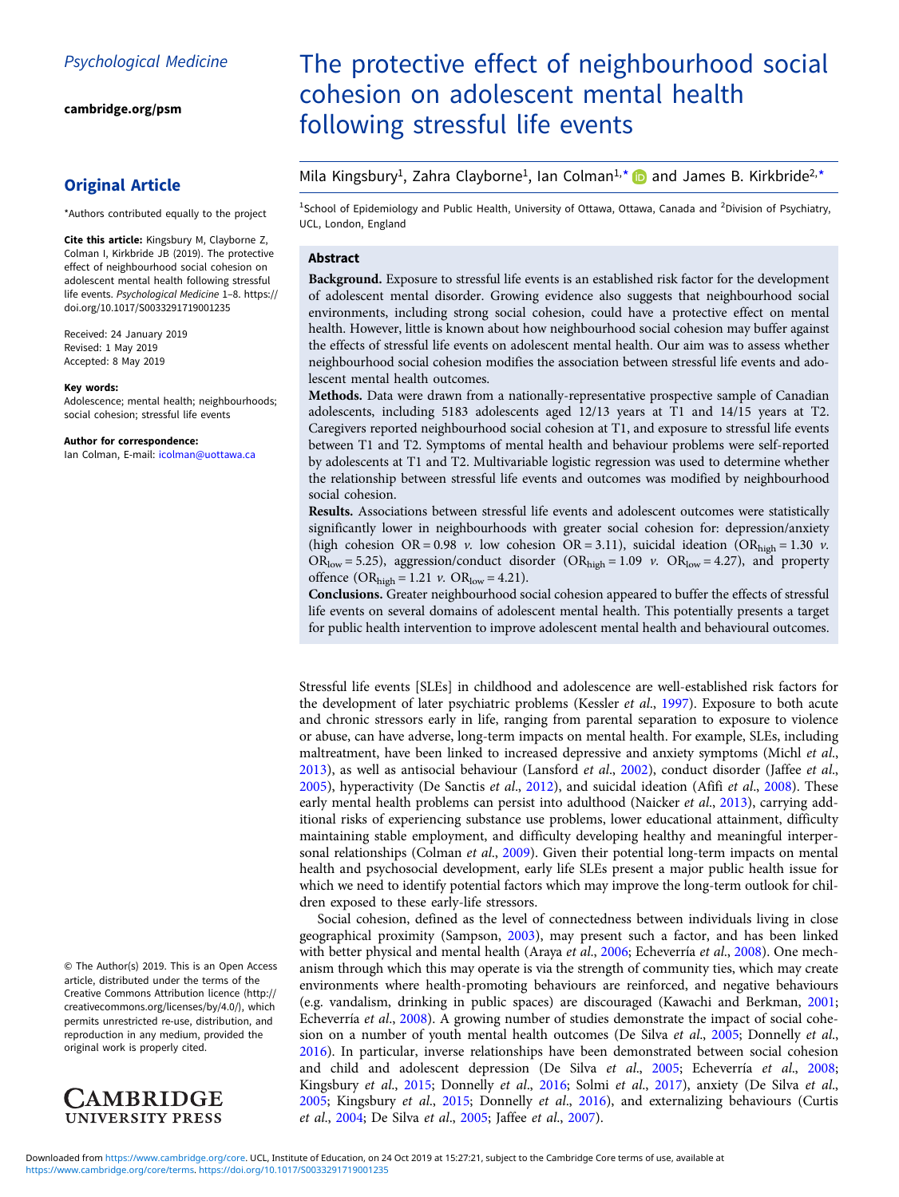Psychological Medicine

cambridge.org/psm

**Original Article**

*Authors contributed equally to the project

**Cite this article:** Kingsbury M, Clayborne Z, Colman I, Kirkbride JB (2019). The protective effect of neighbourhood social cohesion on adolescent mental health following stressful life events. *Psychological Medicine* 1–8. https://doi.org/10.1017/S0033291719001235

Received: 24 January 2019
Revised: 1 May 2019
Accepted: 8 May 2019

**Key words:**
Adolescence; mental health; neighbourhoods; social cohesion; stressful life events

**Author for correspondence:**
Ian Colman, E-mail: icolman@uottawa.ca

© The Author(s) 2019. This is an Open Access article, distributed under the terms of the Creative Commons Attribution licence (http://creativecommons.org/licenses/by/4.0/), which permits unrestricted re-use, distribution, and reproduction in any medium, provided the original work is properly cited.

# The protective effect of neighbourhood social cohesion on adolescent mental health following stressful life events

Mila Kingsbury[1], Zahra Clayborne[1], Ian Colman[1,*] and James B. Kirkbride[2,*]

[1]School of Epidemiology and Public Health, University of Ottawa, Ottawa, Canada and [2]Division of Psychiatry, UCL, London, England

## Abstract

**Background.** Exposure to stressful life events is an established risk factor for the development of adolescent mental disorder. Growing evidence also suggests that neighbourhood social environments, including strong social cohesion, could have a protective effect on mental health. However, little is known about how neighbourhood social cohesion may buffer against the effects of stressful life events on adolescent mental health. Our aim was to assess whether neighbourhood social cohesion modifies the association between stressful life events and adolescent mental health outcomes.

**Methods.** Data were drawn from a nationally-representative prospective sample of Canadian adolescents, including 5183 adolescents aged 12/13 years at T1 and 14/15 years at T2. Caregivers reported neighbourhood social cohesion at T1, and exposure to stressful life events between T1 and T2. Symptoms of mental health and behaviour problems were self-reported by adolescents at T1 and T2. Multivariable logistic regression was used to determine whether the relationship between stressful life events and outcomes was modified by neighbourhood social cohesion.

**Results.** Associations between stressful life events and adolescent outcomes were statistically significantly lower in neighbourhoods with greater social cohesion for: depression/anxiety (high cohesion OR = 0.98 *v.* low cohesion OR = 3.11), suicidal ideation ($OR_{high}$ = 1.30 *v.* $OR_{low}$ = 5.25), aggression/conduct disorder ($OR_{high}$ = 1.09 *v.* $OR_{low}$ = 4.27), and property offence ($OR_{high}$ = 1.21 *v.* $OR_{low}$ = 4.21).

**Conclusions.** Greater neighbourhood social cohesion appeared to buffer the effects of stressful life events on several domains of adolescent mental health. This potentially presents a target for public health intervention to improve adolescent mental health and behavioural outcomes.

Stressful life events [SLEs] in childhood and adolescence are well-established risk factors for the development of later psychiatric problems (Kessler *et al.*, 1997). Exposure to both acute and chronic stressors early in life, ranging from parental separation to exposure to violence or abuse, can have adverse, long-term impacts on mental health. For example, SLEs, including maltreatment, have been linked to increased depressive and anxiety symptoms (Michl *et al.*, 2013), as well as antisocial behaviour (Lansford *et al.*, 2002), conduct disorder (Jaffee *et al.*, 2005), hyperactivity (De Sanctis *et al.*, 2012), and suicidal ideation (Afifi *et al.*, 2008). These early mental health problems can persist into adulthood (Naicker *et al.*, 2013), carrying additional risks of experiencing substance use problems, lower educational attainment, difficulty maintaining stable employment, and difficulty developing healthy and meaningful interpersonal relationships (Colman *et al.*, 2009). Given their potential long-term impacts on mental health and psychosocial development, early life SLEs present a major public health issue for which we need to identify potential factors which may improve the long-term outlook for children exposed to these early-life stressors.

Social cohesion, defined as the level of connectedness between individuals living in close geographical proximity (Sampson, 2003), may present such a factor, and has been linked with better physical and mental health (Araya *et al.*, 2006; Echeverría *et al.*, 2008). One mechanism through which this may operate is via the strength of community ties, which may create environments where health-promoting behaviours are reinforced, and negative behaviours (e.g. vandalism, drinking in public spaces) are discouraged (Kawachi and Berkman, 2001; Echeverría *et al.*, 2008). A growing number of studies demonstrate the impact of social cohesion on a number of youth mental health outcomes (De Silva *et al.*, 2005; Donnelly *et al.*, 2016). In particular, inverse relationships have been demonstrated between social cohesion and child and adolescent depression (De Silva *et al.*, 2005; Echeverría *et al.*, 2008; Kingsbury *et al.*, 2015; Donnelly *et al.*, 2016; Solmi *et al.*, 2017), anxiety (De Silva *et al.*, 2005; Kingsbury *et al.*, 2015; Donnelly *et al.*, 2016), and externalizing behaviours (Curtis *et al.*, 2004; De Silva *et al.*, 2005; Jaffee *et al.*, 2007).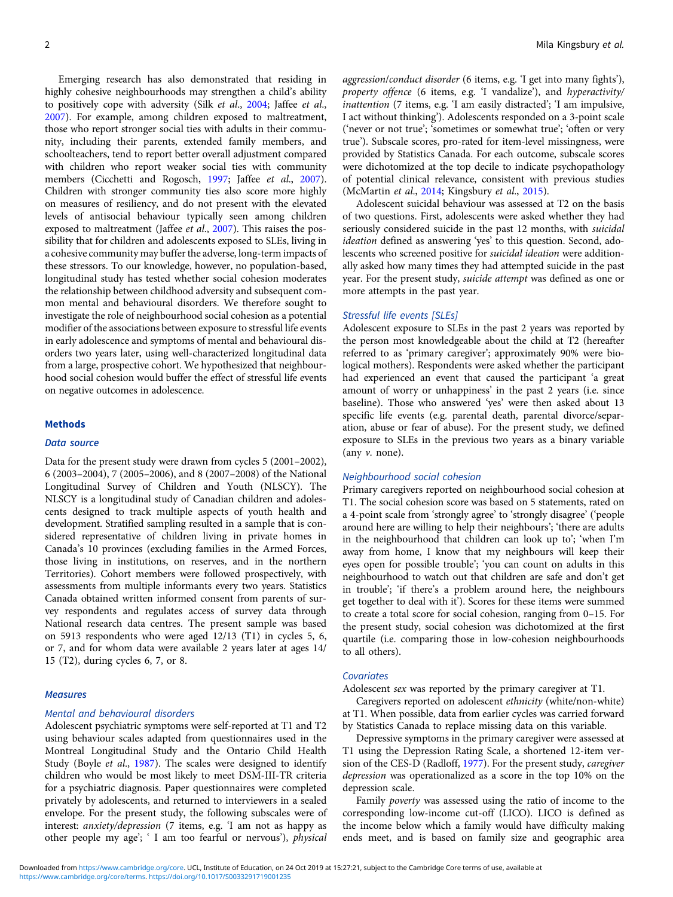Emerging research has also demonstrated that residing in highly cohesive neighbourhoods may strengthen a child's ability to positively cope with adversity (Silk *et al.*, 2004; Jaffee *et al.*, 2007). For example, among children exposed to maltreatment, those who report stronger social ties with adults in their community, including their parents, extended family members, and schoolteachers, tend to report better overall adjustment compared with children who report weaker social ties with community members (Cicchetti and Rogosch, 1997; Jaffee *et al.*, 2007). Children with stronger community ties also score more highly on measures of resiliency, and do not present with the elevated levels of antisocial behaviour typically seen among children exposed to maltreatment (Jaffee *et al.*, 2007). This raises the possibility that for children and adolescents exposed to SLEs, living in a cohesive community may buffer the adverse, long-term impacts of these stressors. To our knowledge, however, no population-based, longitudinal study has tested whether social cohesion moderates the relationship between childhood adversity and subsequent common mental and behavioural disorders. We therefore sought to investigate the role of neighbourhood social cohesion as a potential modifier of the associations between exposure to stressful life events in early adolescence and symptoms of mental and behavioural disorders two years later, using well-characterized longitudinal data from a large, prospective cohort. We hypothesized that neighbourhood social cohesion would buffer the effect of stressful life events on negative outcomes in adolescence.

## Methods

### Data source

Data for the present study were drawn from cycles 5 (2001–2002), 6 (2003–2004), 7 (2005–2006), and 8 (2007–2008) of the National Longitudinal Survey of Children and Youth (NLSCY). The NLSCY is a longitudinal study of Canadian children and adolescents designed to track multiple aspects of youth health and development. Stratified sampling resulted in a sample that is considered representative of children living in private homes in Canada's 10 provinces (excluding families in the Armed Forces, those living in institutions, on reserves, and in the northern Territories). Cohort members were followed prospectively, with assessments from multiple informants every two years. Statistics Canada obtained written informed consent from parents of survey respondents and regulates access of survey data through National research data centres. The present sample was based on 5913 respondents who were aged 12/13 (T1) in cycles 5, 6, or 7, and for whom data were available 2 years later at ages 14/15 (T2), during cycles 6, 7, or 8.

### Measures

#### Mental and behavioural disorders

Adolescent psychiatric symptoms were self-reported at T1 and T2 using behaviour scales adapted from questionnaires used in the Montreal Longitudinal Study and the Ontario Child Health Study (Boyle *et al.*, 1987). The scales were designed to identify children who would be most likely to meet DSM-III-TR criteria for a psychiatric diagnosis. Paper questionnaires were completed privately by adolescents, and returned to interviewers in a sealed envelope. For the present study, the following subscales were of interest: *anxiety/depression* (7 items, e.g. 'I am not as happy as other people my age'; ' I am too fearful or nervous'), *physical aggression/conduct disorder* (6 items, e.g. 'I get into many fights'), *property offence* (6 items, e.g. 'I vandalize'), and *hyperactivity/inattention* (7 items, e.g. 'I am easily distracted'; 'I am impulsive, I act without thinking'). Adolescents responded on a 3-point scale ('never or not true'; 'sometimes or somewhat true'; 'often or very true'). Subscale scores, pro-rated for item-level missingness, were provided by Statistics Canada. For each outcome, subscale scores were dichotomized at the top decile to indicate psychopathology of potential clinical relevance, consistent with previous studies (McMartin *et al.*, 2014; Kingsbury *et al.*, 2015).

Adolescent suicidal behaviour was assessed at T2 on the basis of two questions. First, adolescents were asked whether they had seriously considered suicide in the past 12 months, with *suicidal ideation* defined as answering 'yes' to this question. Second, adolescents who screened positive for *suicidal ideation* were additionally asked how many times they had attempted suicide in the past year. For the present study, *suicide attempt* was defined as one or more attempts in the past year.

#### Stressful life events [SLEs]

Adolescent exposure to SLEs in the past 2 years was reported by the person most knowledgeable about the child at T2 (hereafter referred to as 'primary caregiver'; approximately 90% were biological mothers). Respondents were asked whether the participant had experienced an event that caused the participant 'a great amount of worry or unhappiness' in the past 2 years (i.e. since baseline). Those who answered 'yes' were then asked about 13 specific life events (e.g. parental death, parental divorce/separation, abuse or fear of abuse). For the present study, we defined exposure to SLEs in the previous two years as a binary variable (any *v.* none).

#### Neighbourhood social cohesion

Primary caregivers reported on neighbourhood social cohesion at T1. The social cohesion score was based on 5 statements, rated on a 4-point scale from 'strongly agree' to 'strongly disagree' ('people around here are willing to help their neighbours'; 'there are adults in the neighbourhood that children can look up to'; 'when I'm away from home, I know that my neighbours will keep their eyes open for possible trouble'; 'you can count on adults in this neighbourhood to watch out that children are safe and don't get in trouble'; 'if there's a problem around here, the neighbours get together to deal with it'). Scores for these items were summed to create a total score for social cohesion, ranging from 0–15. For the present study, social cohesion was dichotomized at the first quartile (i.e. comparing those in low-cohesion neighbourhoods to all others).

#### Covariates

Adolescent *sex* was reported by the primary caregiver at T1.

Caregivers reported on adolescent *ethnicity* (white/non-white) at T1. When possible, data from earlier cycles was carried forward by Statistics Canada to replace missing data on this variable.

Depressive symptoms in the primary caregiver were assessed at T1 using the Depression Rating Scale, a shortened 12-item version of the CES-D (Radloff, 1977). For the present study, *caregiver depression* was operationalized as a score in the top 10% on the depression scale.

Family *poverty* was assessed using the ratio of income to the corresponding low-income cut-off (LICO). LICO is defined as the income below which a family would have difficulty making ends meet, and is based on family size and geographic area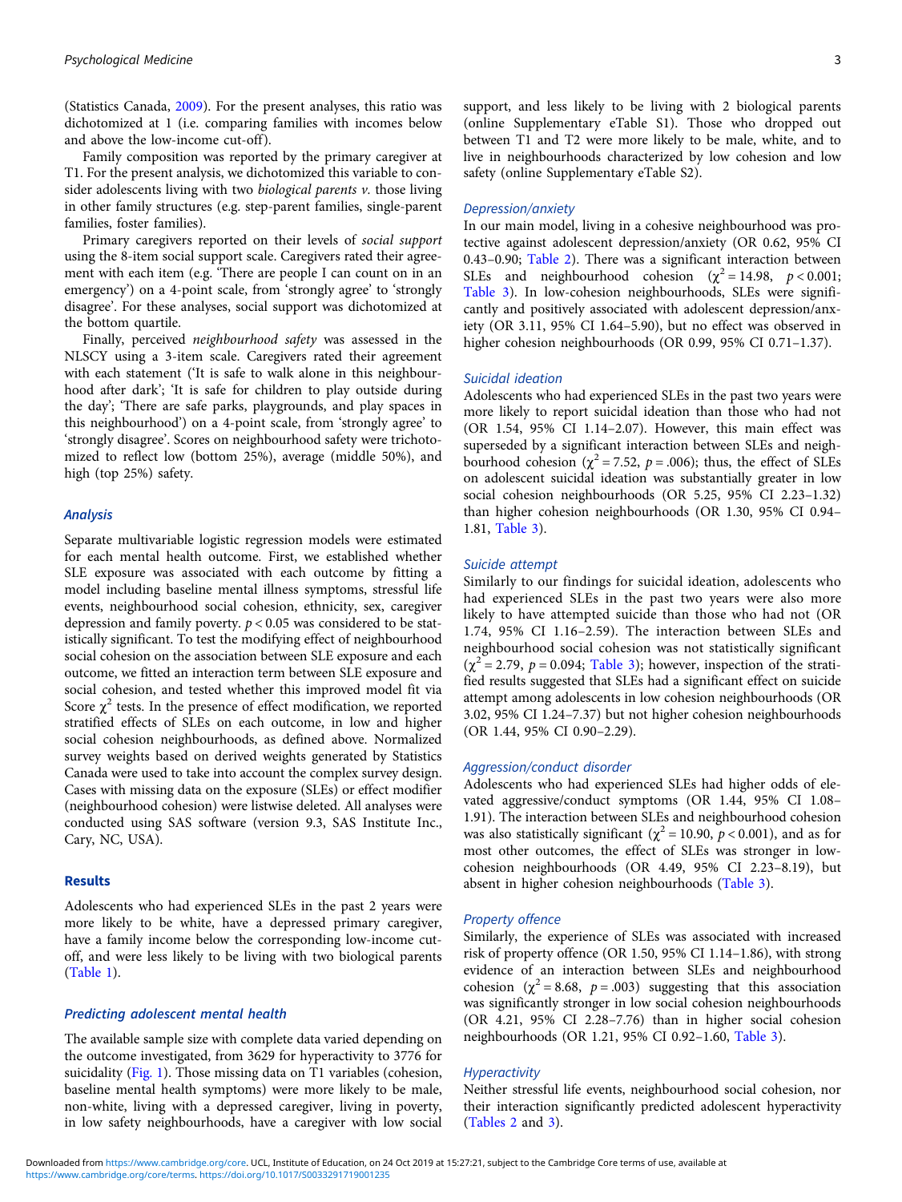(Statistics Canada, 2009). For the present analyses, this ratio was dichotomized at 1 (i.e. comparing families with incomes below and above the low-income cut-off).

Family composition was reported by the primary caregiver at T1. For the present analysis, we dichotomized this variable to consider adolescents living with two *biological parents v.* those living in other family structures (e.g. step-parent families, single-parent families, foster families).

Primary caregivers reported on their levels of *social support* using the 8-item social support scale. Caregivers rated their agreement with each item (e.g. 'There are people I can count on in an emergency') on a 4-point scale, from 'strongly agree' to 'strongly disagree'. For these analyses, social support was dichotomized at the bottom quartile.

Finally, perceived *neighbourhood safety* was assessed in the NLSCY using a 3-item scale. Caregivers rated their agreement with each statement ('It is safe to walk alone in this neighbourhood after dark'; 'It is safe for children to play outside during the day'; 'There are safe parks, playgrounds, and play spaces in this neighbourhood') on a 4-point scale, from 'strongly agree' to 'strongly disagree'. Scores on neighbourhood safety were trichotomized to reflect low (bottom 25%), average (middle 50%), and high (top 25%) safety.

### *Analysis*

Separate multivariable logistic regression models were estimated for each mental health outcome. First, we established whether SLE exposure was associated with each outcome by fitting a model including baseline mental illness symptoms, stressful life events, neighbourhood social cohesion, ethnicity, sex, caregiver depression and family poverty. $p < 0.05$ was considered to be statistically significant. To test the modifying effect of neighbourhood social cohesion on the association between SLE exposure and each outcome, we fitted an interaction term between SLE exposure and social cohesion, and tested whether this improved model fit via Score $\chi^2$ tests. In the presence of effect modification, we reported stratified effects of SLEs on each outcome, in low and higher social cohesion neighbourhoods, as defined above. Normalized survey weights based on derived weights generated by Statistics Canada were used to take into account the complex survey design. Cases with missing data on the exposure (SLEs) or effect modifier (neighbourhood cohesion) were listwise deleted. All analyses were conducted using SAS software (version 9.3, SAS Institute Inc., Cary, NC, USA).

## Results

Adolescents who had experienced SLEs in the past 2 years were more likely to be white, have a depressed primary caregiver, have a family income below the corresponding low-income cut-off, and were less likely to be living with two biological parents (Table 1).

### *Predicting adolescent mental health*

The available sample size with complete data varied depending on the outcome investigated, from 3629 for hyperactivity to 3776 for suicidality (Fig. 1). Those missing data on T1 variables (cohesion, baseline mental health symptoms) were more likely to be male, non-white, living with a depressed caregiver, living in poverty, in low safety neighbourhoods, have a caregiver with low social support, and less likely to be living with 2 biological parents (online Supplementary eTable S1). Those who dropped out between T1 and T2 were more likely to be male, white, and to live in neighbourhoods characterized by low cohesion and low safety (online Supplementary eTable S2).

#### *Depression/anxiety*

In our main model, living in a cohesive neighbourhood was protective against adolescent depression/anxiety (OR 0.62, 95% CI 0.43–0.90; Table 2). There was a significant interaction between SLEs and neighbourhood cohesion ($\chi^2 = 14.98$, $p < 0.001$; Table 3). In low-cohesion neighbourhoods, SLEs were significantly and positively associated with adolescent depression/anxiety (OR 3.11, 95% CI 1.64–5.90), but no effect was observed in higher cohesion neighbourhoods (OR 0.99, 95% CI 0.71–1.37).

#### *Suicidal ideation*

Adolescents who had experienced SLEs in the past two years were more likely to report suicidal ideation than those who had not (OR 1.54, 95% CI 1.14–2.07). However, this main effect was superseded by a significant interaction between SLEs and neighbourhood cohesion ($\chi^2 = 7.52$, $p = .006$); thus, the effect of SLEs on adolescent suicidal ideation was substantially greater in low social cohesion neighbourhoods (OR 5.25, 95% CI 2.23–1.32) than higher cohesion neighbourhoods (OR 1.30, 95% CI 0.94–1.81, Table 3).

#### *Suicide attempt*

Similarly to our findings for suicidal ideation, adolescents who had experienced SLEs in the past two years were also more likely to have attempted suicide than those who had not (OR 1.74, 95% CI 1.16–2.59). The interaction between SLEs and neighbourhood social cohesion was not statistically significant ($\chi^2 = 2.79$, $p = 0.094$; Table 3); however, inspection of the stratified results suggested that SLEs had a significant effect on suicide attempt among adolescents in low cohesion neighbourhoods (OR 3.02, 95% CI 1.24–7.37) but not higher cohesion neighbourhoods (OR 1.44, 95% CI 0.90–2.29).

#### *Aggression/conduct disorder*

Adolescents who had experienced SLEs had higher odds of elevated aggressive/conduct symptoms (OR 1.44, 95% CI 1.08–1.91). The interaction between SLEs and neighbourhood cohesion was also statistically significant ($\chi^2 = 10.90$, $p < 0.001$), and as for most other outcomes, the effect of SLEs was stronger in low-cohesion neighbourhoods (OR 4.49, 95% CI 2.23–8.19), but absent in higher cohesion neighbourhoods (Table 3).

#### *Property offence*

Similarly, the experience of SLEs was associated with increased risk of property offence (OR 1.50, 95% CI 1.14–1.86), with strong evidence of an interaction between SLEs and neighbourhood cohesion ($\chi^2 = 8.68$, $p = .003$) suggesting that this association was significantly stronger in low social cohesion neighbourhoods (OR 4.21, 95% CI 2.28–7.76) than in higher social cohesion neighbourhoods (OR 1.21, 95% CI 0.92–1.60, Table 3).

#### *Hyperactivity*

Neither stressful life events, neighbourhood social cohesion, nor their interaction significantly predicted adolescent hyperactivity (Tables 2 and 3).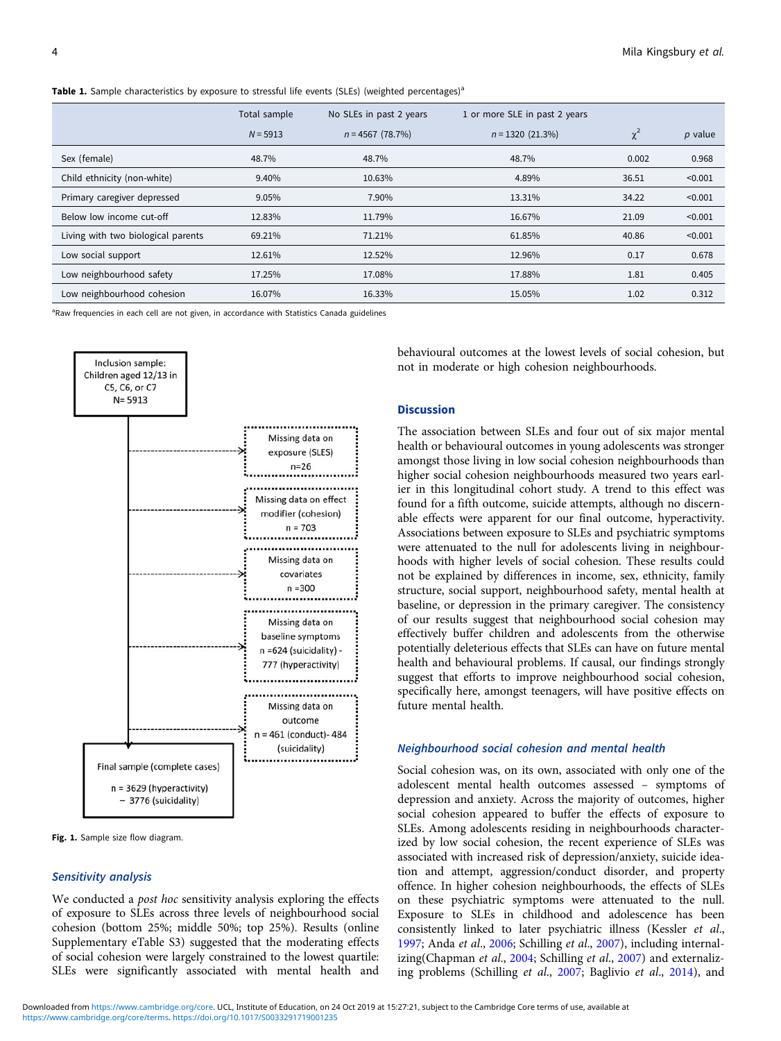**Table 1.** Sample characteristics by exposure to stressful life events (SLEs) (weighted percentages)[a]

| | Total sample | No SLEs in past 2 years | 1 or more SLE in past 2 years | | |
|---|---|---|---|---|---|
| | $N = 5913$ | $n = 4567$ (78.7%) | $n = 1320$ (21.3%) | $\chi^2$ | $p$ value |
| Sex (female) | 48.7% | 48.7% | 48.7% | 0.002 | 0.968 |
| Child ethnicity (non-white) | 9.40% | 10.63% | 4.89% | 36.51 | <0.001 |
| Primary caregiver depressed | 9.05% | 7.90% | 13.31% | 34.22 | <0.001 |
| Below low income cut-off | 12.83% | 11.79% | 16.67% | 21.09 | <0.001 |
| Living with two biological parents | 69.21% | 71.21% | 61.85% | 40.86 | <0.001 |
| Low social support | 12.61% | 12.52% | 12.96% | 0.17 | 0.678 |
| Low neighbourhood safety | 17.25% | 17.08% | 17.88% | 1.81 | 0.405 |
| Low neighbourhood cohesion | 16.07% | 16.33% | 15.05% | 1.02 | 0.312 |

[a]Raw frequencies in each cell are not given, in accordance with Statistics Canada guidelines

Inclusion sample: Children aged 12/13 in C5, C6, or C7 N= 5913

Missing data on exposure (SLES) n=26

Missing data on effect modifier (cohesion) n = 703

Missing data on covariates n =300

Missing data on baseline symptoms n =624 (suicidality) - 777 (hyperactivity)

Missing data on outcome n = 461 (conduct)- 484 (suicidality)

Final sample (complete cases) n = 3629 (hyperactivity) – 3776 (suicidality)

**Fig. 1.** Sample size flow diagram.

### *Sensitivity analysis*

We conducted a *post hoc* sensitivity analysis exploring the effects of exposure to SLEs across three levels of neighbourhood social cohesion (bottom 25%; middle 50%; top 25%). Results (online Supplementary eTable S3) suggested that the moderating effects of social cohesion were largely constrained to the lowest quartile: SLEs were significantly associated with mental health and behavioural outcomes at the lowest levels of social cohesion, but not in moderate or high cohesion neighbourhoods.

## Discussion

The association between SLEs and four out of six major mental health or behavioural outcomes in young adolescents was stronger amongst those living in low social cohesion neighbourhoods than higher social cohesion neighbourhoods measured two years earlier in this longitudinal cohort study. A trend to this effect was found for a fifth outcome, suicide attempts, although no discernable effects were apparent for our final outcome, hyperactivity. Associations between exposure to SLEs and psychiatric symptoms were attenuated to the null for adolescents living in neighbourhoods with higher levels of social cohesion. These results could not be explained by differences in income, sex, ethnicity, family structure, social support, neighbourhood safety, mental health at baseline, or depression in the primary caregiver. The consistency of our results suggest that neighbourhood social cohesion may effectively buffer children and adolescents from the otherwise potentially deleterious effects that SLEs can have on future mental health and behavioural problems. If causal, our findings strongly suggest that efforts to improve neighbourhood social cohesion, specifically here, amongst teenagers, will have positive effects on future mental health.

### *Neighbourhood social cohesion and mental health*

Social cohesion was, on its own, associated with only one of the adolescent mental health outcomes assessed – symptoms of depression and anxiety. Across the majority of outcomes, higher social cohesion appeared to buffer the effects of exposure to SLEs. Among adolescents residing in neighbourhoods characterized by low social cohesion, the recent experience of SLEs was associated with increased risk of depression/anxiety, suicide ideation and attempt, aggression/conduct disorder, and property offence. In higher cohesion neighbourhoods, the effects of SLEs on these psychiatric symptoms were attenuated to the null. Exposure to SLEs in childhood and adolescence has been consistently linked to later psychiatric illness (Kessler *et al.*, 1997; Anda *et al.*, 2006; Schilling *et al.*, 2007), including internalizing(Chapman *et al.*, 2004; Schilling *et al.*, 2007) and externalizing problems (Schilling *et al.*, 2007; Baglivio *et al.*, 2014), and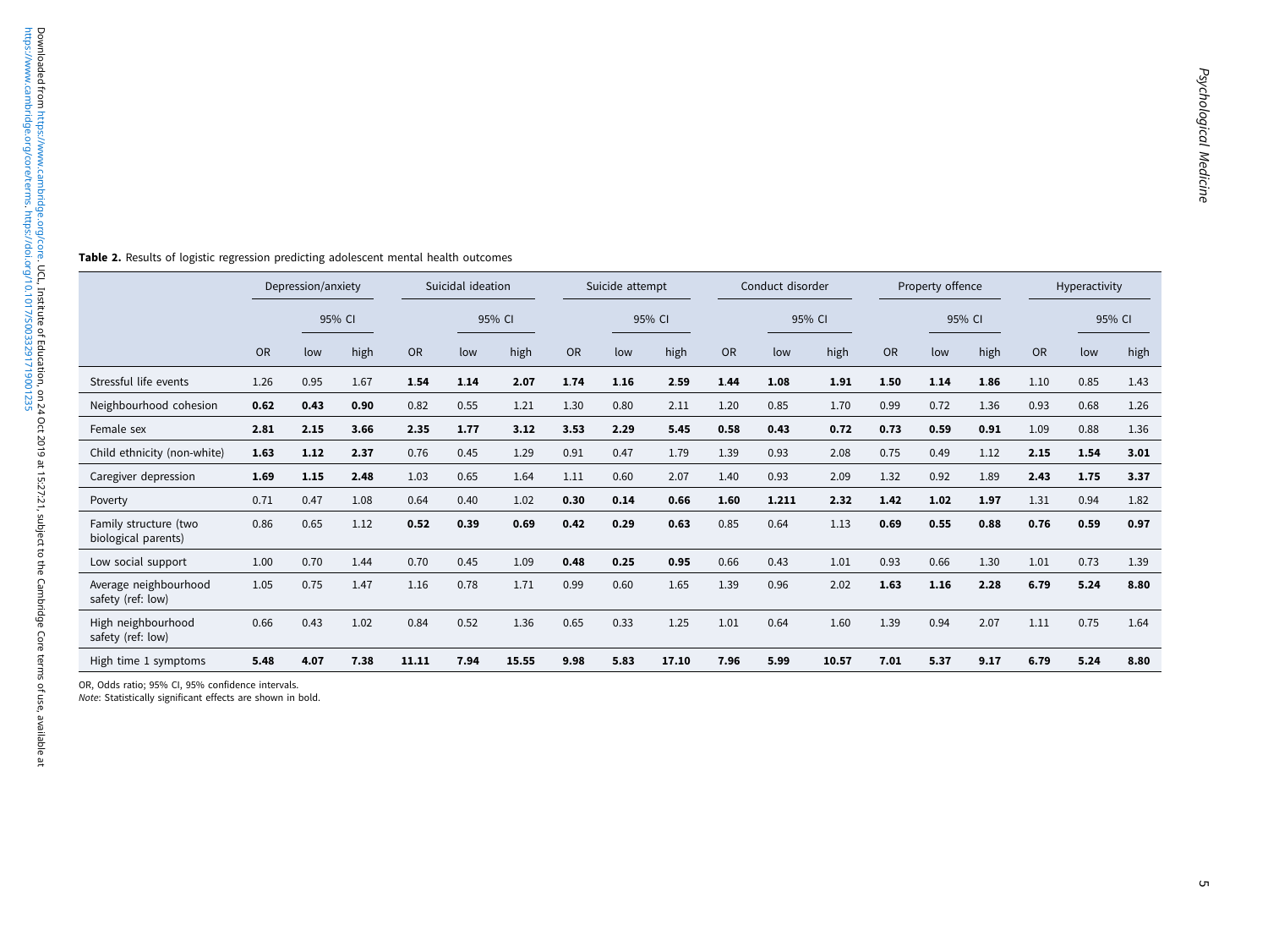**Table 2.** Results of logistic regression predicting adolescent mental health outcomes

| | Depression/anxiety | | | Suicidal ideation | | | Suicide attempt | | | Conduct disorder | | | Property offence | | | Hyperactivity | | |
|---|---|---|---|---|---|---|---|---|---|---|---|---|---|---|---|---|---|---|
| | | 95% CI | | | 95% CI | | | 95% CI | | | 95% CI | | | 95% CI | | | 95% CI | |
| | OR | low | high | OR | low | high | OR | low | high | OR | low | high | OR | low | high | OR | low | high |
| Stressful life events | 1.26 | 0.95 | 1.67 | **1.54** | **1.14** | **2.07** | **1.74** | **1.16** | **2.59** | **1.44** | **1.08** | **1.91** | **1.50** | **1.14** | **1.86** | 1.10 | 0.85 | 1.43 |
| Neighbourhood cohesion | **0.62** | **0.43** | **0.90** | 0.82 | 0.55 | 1.21 | 1.30 | 0.80 | 2.11 | 1.20 | 0.85 | 1.70 | 0.99 | 0.72 | 1.36 | 0.93 | 0.68 | 1.26 |
| Female sex | **2.81** | **2.15** | **3.66** | **2.35** | **1.77** | **3.12** | **3.53** | **2.29** | **5.45** | **0.58** | **0.43** | **0.72** | **0.73** | **0.59** | **0.91** | 1.09 | 0.88 | 1.36 |
| Child ethnicity (non-white) | **1.63** | **1.12** | **2.37** | 0.76 | 0.45 | 1.29 | 0.91 | 0.47 | 1.79 | 1.39 | 0.93 | 2.08 | 0.75 | 0.49 | 1.12 | **2.15** | **1.54** | **3.01** |
| Caregiver depression | **1.69** | **1.15** | **2.48** | 1.03 | 0.65 | 1.64 | 1.11 | 0.60 | 2.07 | 1.40 | 0.93 | 2.09 | 1.32 | 0.92 | 1.89 | **2.43** | **1.75** | **3.37** |
| Poverty | 0.71 | 0.47 | 1.08 | 0.64 | 0.40 | 1.02 | **0.30** | **0.14** | **0.66** | **1.60** | **1.211** | **2.32** | **1.42** | **1.02** | **1.97** | 1.31 | 0.94 | 1.82 |
| Family structure (two biological parents) | 0.86 | 0.65 | 1.12 | **0.52** | **0.39** | **0.69** | **0.42** | **0.29** | **0.63** | 0.85 | 0.64 | 1.13 | **0.69** | **0.55** | **0.88** | **0.76** | **0.59** | **0.97** |
| Low social support | 1.00 | 0.70 | 1.44 | 0.70 | 0.45 | 1.09 | **0.48** | **0.25** | **0.95** | 0.66 | 0.43 | 1.01 | 0.93 | 0.66 | 1.30 | 1.01 | 0.73 | 1.39 |
| Average neighbourhood safety (ref: low) | 1.05 | 0.75 | 1.47 | 1.16 | 0.78 | 1.71 | 0.99 | 0.60 | 1.65 | 1.39 | 0.96 | 2.02 | **1.63** | **1.16** | **2.28** | **6.79** | **5.24** | **8.80** |
| High neighbourhood safety (ref: low) | 0.66 | 0.43 | 1.02 | 0.84 | 0.52 | 1.36 | 0.65 | 0.33 | 1.25 | 1.01 | 0.64 | 1.60 | 1.39 | 0.94 | 2.07 | 1.11 | 0.75 | 1.64 |
| High time 1 symptoms | **5.48** | **4.07** | **7.38** | **11.11** | **7.94** | **15.55** | **9.98** | **5.83** | **17.10** | **7.96** | **5.99** | **10.57** | **7.01** | **5.37** | **9.17** | **6.79** | **5.24** | **8.80** |

OR, Odds ratio; 95% CI, 95% confidence intervals.
*Note*: Statistically significant effects are shown in bold.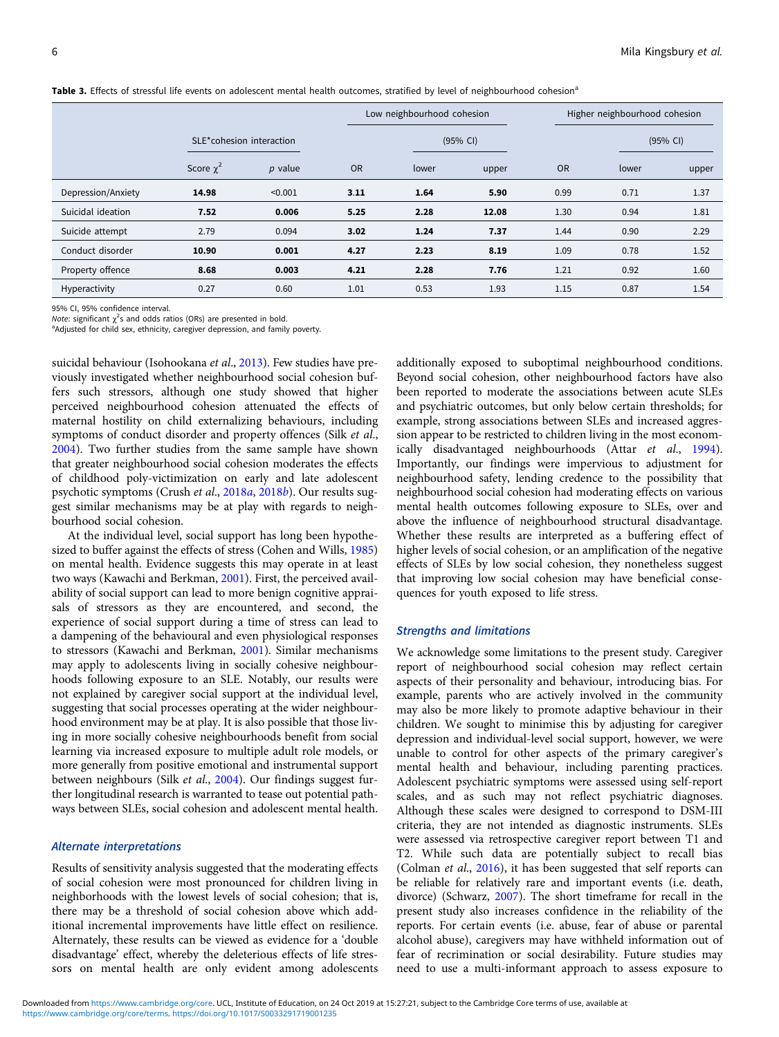**Table 3.** Effects of stressful life events on adolescent mental health outcomes, stratified by level of neighbourhood cohesion[a]

| | SLE*cohesion interaction | | Low neighbourhood cohesion | | | Higher neighbourhood cohesion | | |
|---|---|---|---|---|---|---|---|---|
| | | | | (95% CI) | | | (95% CI) | |
| | Score $\chi^2$ | $p$ value | OR | lower | upper | OR | lower | upper |
| Depression/Anxiety | **14.98** | <0.001 | **3.11** | **1.64** | **5.90** | 0.99 | 0.71 | 1.37 |
| Suicidal ideation | **7.52** | **0.006** | **5.25** | **2.28** | **12.08** | 1.30 | 0.94 | 1.81 |
| Suicide attempt | 2.79 | 0.094 | **3.02** | **1.24** | **7.37** | 1.44 | 0.90 | 2.29 |
| Conduct disorder | **10.90** | **0.001** | **4.27** | **2.23** | **8.19** | 1.09 | 0.78 | 1.52 |
| Property offence | **8.68** | **0.003** | **4.21** | **2.28** | **7.76** | 1.21 | 0.92 | 1.60 |
| Hyperactivity | 0.27 | 0.60 | 1.01 | 0.53 | 1.93 | 1.15 | 0.87 | 1.54 |

95% CI, 95% confidence interval.
*Note*: significant $\chi^2$s and odds ratios (ORs) are presented in bold.
[a]Adjusted for child sex, ethnicity, caregiver depression, and family poverty.

suicidal behaviour (Isohookana *et al*., 2013). Few studies have previously investigated whether neighbourhood social cohesion buffers such stressors, although one study showed that higher perceived neighbourhood cohesion attenuated the effects of maternal hostility on child externalizing behaviours, including symptoms of conduct disorder and property offences (Silk *et al*., 2004). Two further studies from the same sample have shown that greater neighbourhood social cohesion moderates the effects of childhood poly-victimization on early and late adolescent psychotic symptoms (Crush *et al*., 2018*a*, 2018*b*). Our results suggest similar mechanisms may be at play with regards to neighbourhood social cohesion.

At the individual level, social support has long been hypothesized to buffer against the effects of stress (Cohen and Wills, 1985) on mental health. Evidence suggests this may operate in at least two ways (Kawachi and Berkman, 2001). First, the perceived availability of social support can lead to more benign cognitive appraisals of stressors as they are encountered, and second, the experience of social support during a time of stress can lead to a dampening of the behavioural and even physiological responses to stressors (Kawachi and Berkman, 2001). Similar mechanisms may apply to adolescents living in socially cohesive neighbourhoods following exposure to an SLE. Notably, our results were not explained by caregiver social support at the individual level, suggesting that social processes operating at the wider neighbourhood environment may be at play. It is also possible that those living in more socially cohesive neighbourhoods benefit from social learning via increased exposure to multiple adult role models, or more generally from positive emotional and instrumental support between neighbours (Silk *et al*., 2004). Our findings suggest further longitudinal research is warranted to tease out potential pathways between SLEs, social cohesion and adolescent mental health.

### Alternate interpretations

Results of sensitivity analysis suggested that the moderating effects of social cohesion were most pronounced for children living in neighborhoods with the lowest levels of social cohesion; that is, there may be a threshold of social cohesion above which additional incremental improvements have little effect on resilience. Alternately, these results can be viewed as evidence for a 'double disadvantage' effect, whereby the deleterious effects of life stressors on mental health are only evident among adolescents additionally exposed to suboptimal neighbourhood conditions. Beyond social cohesion, other neighbourhood factors have also been reported to moderate the associations between acute SLEs and psychiatric outcomes, but only below certain thresholds; for example, strong associations between SLEs and increased aggression appear to be restricted to children living in the most economically disadvantaged neighbourhoods (Attar *et al*., 1994). Importantly, our findings were impervious to adjustment for neighbourhood safety, lending credence to the possibility that neighbourhood social cohesion had moderating effects on various mental health outcomes following exposure to SLEs, over and above the influence of neighbourhood structural disadvantage. Whether these results are interpreted as a buffering effect of higher levels of social cohesion, or an amplification of the negative effects of SLEs by low social cohesion, they nonetheless suggest that improving low social cohesion may have beneficial consequences for youth exposed to life stress.

### Strengths and limitations

We acknowledge some limitations to the present study. Caregiver report of neighbourhood social cohesion may reflect certain aspects of their personality and behaviour, introducing bias. For example, parents who are actively involved in the community may also be more likely to promote adaptive behaviour in their children. We sought to minimise this by adjusting for caregiver depression and individual-level social support, however, we were unable to control for other aspects of the primary caregiver's mental health and behaviour, including parenting practices. Adolescent psychiatric symptoms were assessed using self-report scales, and as such may not reflect psychiatric diagnoses. Although these scales were designed to correspond to DSM-III criteria, they are not intended as diagnostic instruments. SLEs were assessed via retrospective caregiver report between T1 and T2. While such data are potentially subject to recall bias (Colman *et al*., 2016), it has been suggested that self reports can be reliable for relatively rare and important events (i.e. death, divorce) (Schwarz, 2007). The short timeframe for recall in the present study also increases confidence in the reliability of the reports. For certain events (i.e. abuse, fear of abuse or parental alcohol abuse), caregivers may have withheld information out of fear of recrimination or social desirability. Future studies may need to use a multi-informant approach to assess exposure to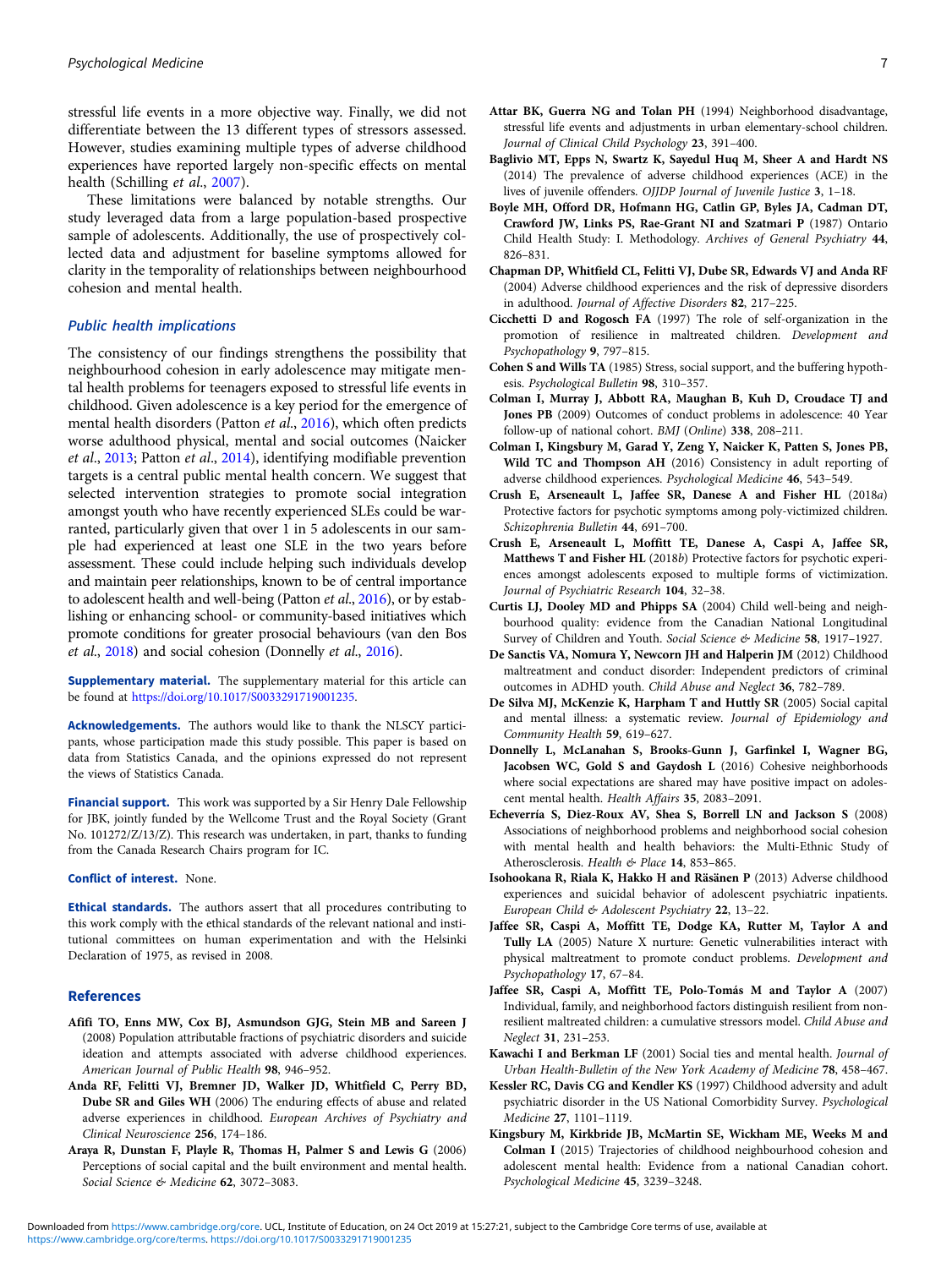stressful life events in a more objective way. Finally, we did not differentiate between the 13 different types of stressors assessed. However, studies examining multiple types of adverse childhood experiences have reported largely non-specific effects on mental health (Schilling *et al.*, 2007).

These limitations were balanced by notable strengths. Our study leveraged data from a large population-based prospective sample of adolescents. Additionally, the use of prospectively collected data and adjustment for baseline symptoms allowed for clarity in the temporality of relationships between neighbourhood cohesion and mental health.

### Public health implications

The consistency of our findings strengthens the possibility that neighbourhood cohesion in early adolescence may mitigate mental health problems for teenagers exposed to stressful life events in childhood. Given adolescence is a key period for the emergence of mental health disorders (Patton *et al.*, 2016), which often predicts worse adulthood physical, mental and social outcomes (Naicker *et al.*, 2013; Patton *et al.*, 2014), identifying modifiable prevention targets is a central public mental health concern. We suggest that selected intervention strategies to promote social integration amongst youth who have recently experienced SLEs could be warranted, particularly given that over 1 in 5 adolescents in our sample had experienced at least one SLE in the two years before assessment. These could include helping such individuals develop and maintain peer relationships, known to be of central importance to adolescent health and well-being (Patton *et al.*, 2016), or by establishing or enhancing school- or community-based initiatives which promote conditions for greater prosocial behaviours (van den Bos *et al.*, 2018) and social cohesion (Donnelly *et al.*, 2016).

**Supplementary material.** The supplementary material for this article can be found at https://doi.org/10.1017/S0033291719001235.

**Acknowledgements.** The authors would like to thank the NLSCY participants, whose participation made this study possible. This paper is based on data from Statistics Canada, and the opinions expressed do not represent the views of Statistics Canada.

**Financial support.** This work was supported by a Sir Henry Dale Fellowship for JBK, jointly funded by the Wellcome Trust and the Royal Society (Grant No. 101272/Z/13/Z). This research was undertaken, in part, thanks to funding from the Canada Research Chairs program for IC.

**Conflict of interest.** None.

**Ethical standards.** The authors assert that all procedures contributing to this work comply with the ethical standards of the relevant national and institutional committees on human experimentation and with the Helsinki Declaration of 1975, as revised in 2008.

## References

**Afifi TO, Enns MW, Cox BJ, Asmundson GJG, Stein MB and Sareen J** (2008) Population attributable fractions of psychiatric disorders and suicide ideation and attempts associated with adverse childhood experiences. *American Journal of Public Health* **98**, 946–952.

**Anda RF, Felitti VJ, Bremner JD, Walker JD, Whitfield C, Perry BD, Dube SR and Giles WH** (2006) The enduring effects of abuse and related adverse experiences in childhood. *European Archives of Psychiatry and Clinical Neuroscience* **256**, 174–186.

**Araya R, Dunstan F, Playle R, Thomas H, Palmer S and Lewis G** (2006) Perceptions of social capital and the built environment and mental health. *Social Science & Medicine* **62**, 3072–3083.

**Attar BK, Guerra NG and Tolan PH** (1994) Neighborhood disadvantage, stressful life events and adjustments in urban elementary-school children. *Journal of Clinical Child Psychology* **23**, 391–400.

**Baglivio MT, Epps N, Swartz K, Sayedul Huq M, Sheer A and Hardt NS** (2014) The prevalence of adverse childhood experiences (ACE) in the lives of juvenile offenders. *OJJDP Journal of Juvenile Justice* **3**, 1–18.

**Boyle MH, Offord DR, Hofmann HG, Catlin GP, Byles JA, Cadman DT, Crawford JW, Links PS, Rae-Grant NI and Szatmari P** (1987) Ontario Child Health Study: I. Methodology. *Archives of General Psychiatry* **44**, 826–831.

**Chapman DP, Whitfield CL, Felitti VJ, Dube SR, Edwards VJ and Anda RF** (2004) Adverse childhood experiences and the risk of depressive disorders in adulthood. *Journal of Affective Disorders* **82**, 217–225.

**Cicchetti D and Rogosch FA** (1997) The role of self-organization in the promotion of resilience in maltreated children. *Development and Psychopathology* **9**, 797–815.

**Cohen S and Wills TA** (1985) Stress, social support, and the buffering hypothesis. *Psychological Bulletin* **98**, 310–357.

**Colman I, Murray J, Abbott RA, Maughan B, Kuh D, Croudace TJ and Jones PB** (2009) Outcomes of conduct problems in adolescence: 40 Year follow-up of national cohort. *BMJ (Online)* **338**, 208–211.

**Colman I, Kingsbury M, Garad Y, Zeng Y, Naicker K, Patten S, Jones PB, Wild TC and Thompson AH** (2016) Consistency in adult reporting of adverse childhood experiences. *Psychological Medicine* **46**, 543–549.

**Crush E, Arseneault L, Jaffee SR, Danese A and Fisher HL** (2018*a*) Protective factors for psychotic symptoms among poly-victimized children. *Schizophrenia Bulletin* **44**, 691–700.

**Crush E, Arseneault L, Moffitt TE, Danese A, Caspi A, Jaffee SR, Matthews T and Fisher HL** (2018*b*) Protective factors for psychotic experiences amongst adolescents exposed to multiple forms of victimization. *Journal of Psychiatric Research* **104**, 32–38.

**Curtis LJ, Dooley MD and Phipps SA** (2004) Child well-being and neighbourhood quality: evidence from the Canadian National Longitudinal Survey of Children and Youth. *Social Science & Medicine* **58**, 1917–1927.

**De Sanctis VA, Nomura Y, Newcorn JH and Halperin JM** (2012) Childhood maltreatment and conduct disorder: Independent predictors of criminal outcomes in ADHD youth. *Child Abuse and Neglect* **36**, 782–789.

**De Silva MJ, McKenzie K, Harpham T and Huttly SR** (2005) Social capital and mental illness: a systematic review. *Journal of Epidemiology and Community Health* **59**, 619–627.

**Donnelly L, McLanahan S, Brooks-Gunn J, Garfinkel I, Wagner BG, Jacobsen WC, Gold S and Gaydosh L** (2016) Cohesive neighborhoods where social expectations are shared may have positive impact on adolescent mental health. *Health Affairs* **35**, 2083–2091.

**Echeverría S, Diez-Roux AV, Shea S, Borrell LN and Jackson S** (2008) Associations of neighborhood problems and neighborhood social cohesion with mental health and health behaviors: the Multi-Ethnic Study of Atherosclerosis. *Health & Place* **14**, 853–865.

**Isohookana R, Riala K, Hakko H and Räsänen P** (2013) Adverse childhood experiences and suicidal behavior of adolescent psychiatric inpatients. *European Child & Adolescent Psychiatry* **22**, 13–22.

**Jaffee SR, Caspi A, Moffitt TE, Dodge KA, Rutter M, Taylor A and Tully LA** (2005) Nature X nurture: Genetic vulnerabilities interact with physical maltreatment to promote conduct problems. *Development and Psychopathology* **17**, 67–84.

**Jaffee SR, Caspi A, Moffitt TE, Polo-Tomás M and Taylor A** (2007) Individual, family, and neighborhood factors distinguish resilient from non-resilient maltreated children: a cumulative stressors model. *Child Abuse and Neglect* **31**, 231–253.

**Kawachi I and Berkman LF** (2001) Social ties and mental health. *Journal of Urban Health-Bulletin of the New York Academy of Medicine* **78**, 458–467.

**Kessler RC, Davis CG and Kendler KS** (1997) Childhood adversity and adult psychiatric disorder in the US National Comorbidity Survey. *Psychological Medicine* **27**, 1101–1119.

**Kingsbury M, Kirkbride JB, McMartin SE, Wickham ME, Weeks M and Colman I** (2015) Trajectories of childhood neighbourhood cohesion and adolescent mental health: Evidence from a national Canadian cohort. *Psychological Medicine* **45**, 3239–3248.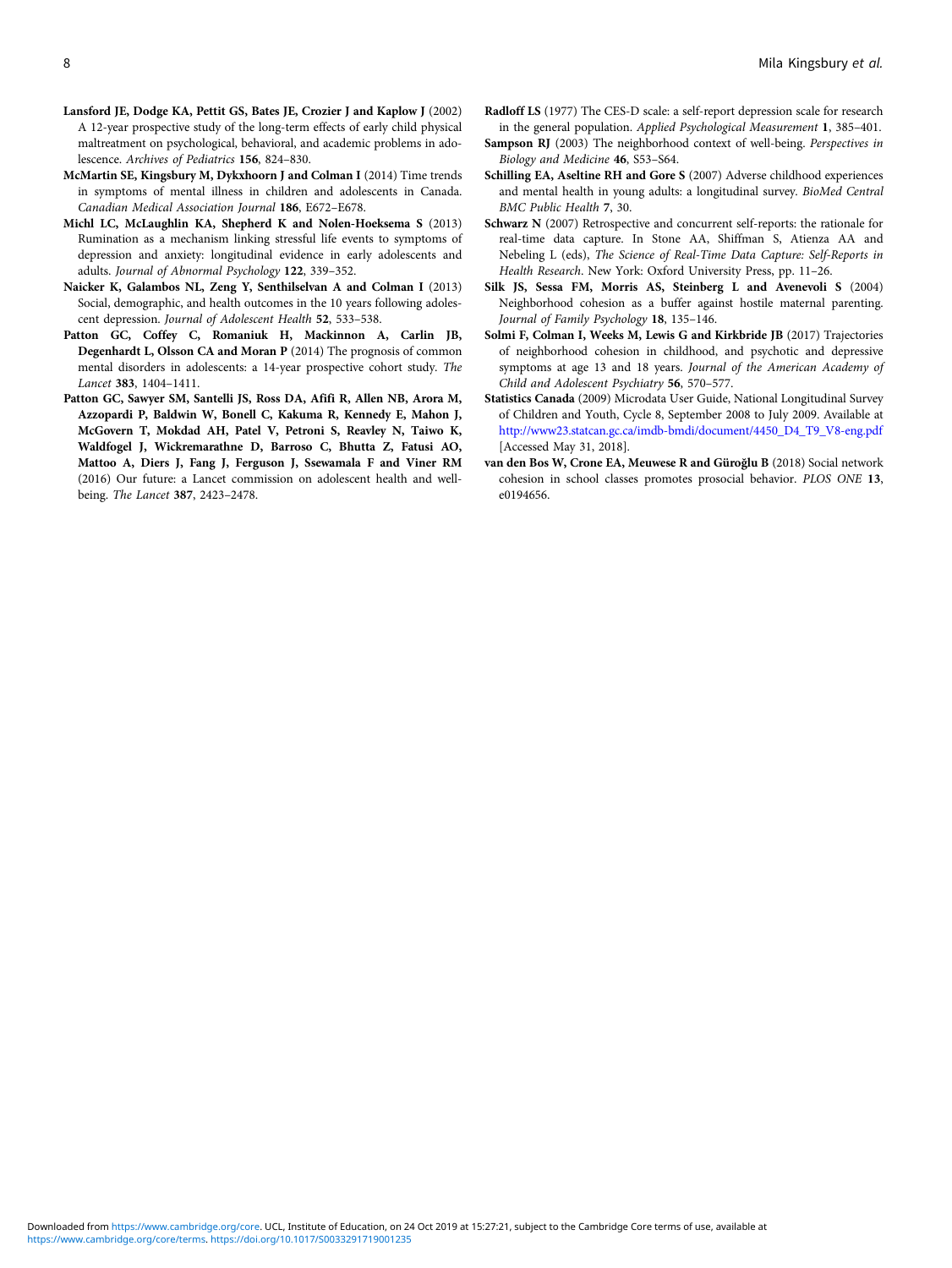**Lansford JE, Dodge KA, Pettit GS, Bates JE, Crozier J and Kaplow J** (2002) A 12-year prospective study of the long-term effects of early child physical maltreatment on psychological, behavioral, and academic problems in adolescence. *Archives of Pediatrics* **156**, 824–830.

**McMartin SE, Kingsbury M, Dykxhoorn J and Colman I** (2014) Time trends in symptoms of mental illness in children and adolescents in Canada. *Canadian Medical Association Journal* **186**, E672–E678.

**Michl LC, McLaughlin KA, Shepherd K and Nolen-Hoeksema S** (2013) Rumination as a mechanism linking stressful life events to symptoms of depression and anxiety: longitudinal evidence in early adolescents and adults. *Journal of Abnormal Psychology* **122**, 339–352.

**Naicker K, Galambos NL, Zeng Y, Senthilselvan A and Colman I** (2013) Social, demographic, and health outcomes in the 10 years following adolescent depression. *Journal of Adolescent Health* **52**, 533–538.

**Patton GC, Coffey C, Romaniuk H, Mackinnon A, Carlin JB, Degenhardt L, Olsson CA and Moran P** (2014) The prognosis of common mental disorders in adolescents: a 14-year prospective cohort study. *The Lancet* **383**, 1404–1411.

**Patton GC, Sawyer SM, Santelli JS, Ross DA, Afifi R, Allen NB, Arora M, Azzopardi P, Baldwin W, Bonell C, Kakuma R, Kennedy E, Mahon J, McGovern T, Mokdad AH, Patel V, Petroni S, Reavley N, Taiwo K, Waldfogel J, Wickremarathne D, Barroso C, Bhutta Z, Fatusi AO, Mattoo A, Diers J, Fang J, Ferguson J, Ssewamala F and Viner RM** (2016) Our future: a Lancet commission on adolescent health and wellbeing. *The Lancet* **387**, 2423–2478.

**Radloff LS** (1977) The CES-D scale: a self-report depression scale for research in the general population. *Applied Psychological Measurement* **1**, 385–401.

**Sampson RJ** (2003) The neighborhood context of well-being. *Perspectives in Biology and Medicine* **46**, S53–S64.

**Schilling EA, Aseltine RH and Gore S** (2007) Adverse childhood experiences and mental health in young adults: a longitudinal survey. *BioMed Central BMC Public Health* **7**, 30.

**Schwarz N** (2007) Retrospective and concurrent self-reports: the rationale for real-time data capture. In Stone AA, Shiffman S, Atienza AA and Nebeling L (eds), *The Science of Real-Time Data Capture: Self-Reports in Health Research*. New York: Oxford University Press, pp. 11–26.

**Silk JS, Sessa FM, Morris AS, Steinberg L and Avenevoli S** (2004) Neighborhood cohesion as a buffer against hostile maternal parenting. *Journal of Family Psychology* **18**, 135–146.

**Solmi F, Colman I, Weeks M, Lewis G and Kirkbride JB** (2017) Trajectories of neighborhood cohesion in childhood, and psychotic and depressive symptoms at age 13 and 18 years. *Journal of the American Academy of Child and Adolescent Psychiatry* **56**, 570–577.

**Statistics Canada** (2009) Microdata User Guide, National Longitudinal Survey of Children and Youth, Cycle 8, September 2008 to July 2009. Available at http://www23.statcan.gc.ca/imdb-bmdi/document/4450_D4_T9_V8-eng.pdf [Accessed May 31, 2018].

**van den Bos W, Crone EA, Meuwese R and Güroğlu B** (2018) Social network cohesion in school classes promotes prosocial behavior. *PLOS ONE* **13**, e0194656.